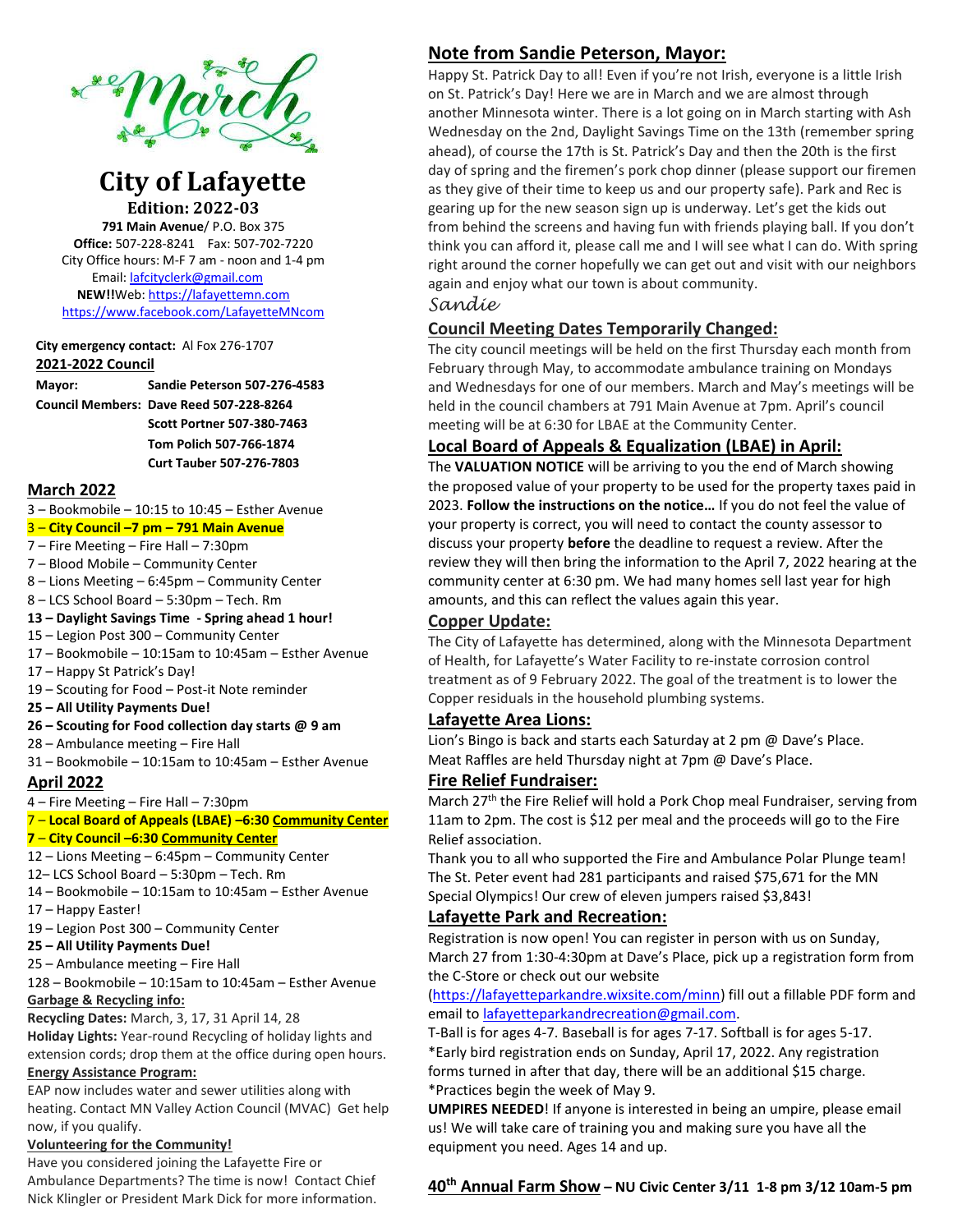March

# City of Lafayette

**Edition: 2022-03**

**791 Main Avenue**/ P.O. Box 375
**Office:** 507-228-8241 Fax: 507-702-7220
City Office hours: M-F 7 am - noon and 1-4 pm
Email: lafcityclerk@gmail.com
**NEW!!**Web: https://lafayettemn.com
https://www.facebook.com/LafayetteMNcom

**City emergency contact:** Al Fox 276-1707

**2021-2022 Council**

**Mayor:** Sandie Peterson 507-276-4583
**Council Members:** Dave Reed 507-228-8264
Scott Portner 507-380-7463
Tom Polich 507-766-1874
Curt Tauber 507-276-7803

## March 2022

3 – Bookmobile – 10:15 to 10:45 – Esther Avenue
**3 – City Council –7 pm – 791 Main Avenue**
7 – Fire Meeting – Fire Hall – 7:30pm
7 – Blood Mobile – Community Center
8 – Lions Meeting – 6:45pm – Community Center
8 – LCS School Board – 5:30pm – Tech. Rm
**13 – Daylight Savings Time - Spring ahead 1 hour!**
15 – Legion Post 300 – Community Center
17 – Bookmobile – 10:15am to 10:45am – Esther Avenue
17 – Happy St Patrick's Day!
19 – Scouting for Food – Post-it Note reminder
**25 – All Utility Payments Due!**
**26 – Scouting for Food collection day starts @ 9 am**
28 – Ambulance meeting – Fire Hall
31 – Bookmobile – 10:15am to 10:45am – Esther Avenue

## April 2022

4 – Fire Meeting – Fire Hall – 7:30pm
7 – **Local Board of Appeals (LBAE) –6:30 Community Center**
**7 – City Council –6:30 Community Center**
12 – Lions Meeting – 6:45pm – Community Center
12– LCS School Board – 5:30pm – Tech. Rm
14 – Bookmobile – 10:15am to 10:45am – Esther Avenue
17 – Happy Easter!
19 – Legion Post 300 – Community Center
**25 – All Utility Payments Due!**
25 – Ambulance meeting – Fire Hall
128 – Bookmobile – 10:15am to 10:45am – Esther Avenue

**Garbage & Recycling info:**

**Recycling Dates:** March, 3, 17, 31 April 14, 28

**Holiday Lights:** Year-round Recycling of holiday lights and extension cords; drop them at the office during open hours.

**Energy Assistance Program:**

EAP now includes water and sewer utilities along with heating. Contact MN Valley Action Council (MVAC) Get help now, if you qualify.

**Volunteering for the Community!**

Have you considered joining the Lafayette Fire or Ambulance Departments? The time is now! Contact Chief Nick Klingler or President Mark Dick for more information.

## Note from Sandie Peterson, Mayor:

Happy St. Patrick Day to all! Even if you're not Irish, everyone is a little Irish on St. Patrick's Day! Here we are in March and we are almost through another Minnesota winter. There is a lot going on in March starting with Ash Wednesday on the 2nd, Daylight Savings Time on the 13th (remember spring ahead), of course the 17th is St. Patrick's Day and then the 20th is the first day of spring and the firemen's pork chop dinner (please support our firemen as they give of their time to keep us and our property safe). Park and Rec is gearing up for the new season sign up is underway. Let's get the kids out from behind the screens and having fun with friends playing ball. If you don't think you can afford it, please call me and I will see what I can do. With spring right around the corner hopefully we can get out and visit with our neighbors again and enjoy what our town is about community.

*Sandie*

## Council Meeting Dates Temporarily Changed:

The city council meetings will be held on the first Thursday each month from February through May, to accommodate ambulance training on Mondays and Wednesdays for one of our members. March and May's meetings will be held in the council chambers at 791 Main Avenue at 7pm. April's council meeting will be at 6:30 for LBAE at the Community Center.

## Local Board of Appeals & Equalization (LBAE) in April:

The **VALUATION NOTICE** will be arriving to you the end of March showing the proposed value of your property to be used for the property taxes paid in 2023. **Follow the instructions on the notice…** If you do not feel the value of your property is correct, you will need to contact the county assessor to discuss your property **before** the deadline to request a review. After the review they will then bring the information to the April 7, 2022 hearing at the community center at 6:30 pm. We had many homes sell last year for high amounts, and this can reflect the values again this year.

## Copper Update:

The City of Lafayette has determined, along with the Minnesota Department of Health, for Lafayette's Water Facility to re-instate corrosion control treatment as of 9 February 2022. The goal of the treatment is to lower the Copper residuals in the household plumbing systems.

## Lafayette Area Lions:

Lion's Bingo is back and starts each Saturday at 2 pm @ Dave's Place.
Meat Raffles are held Thursday night at 7pm @ Dave's Place.

## Fire Relief Fundraiser:

March 27th the Fire Relief will hold a Pork Chop meal Fundraiser, serving from 11am to 2pm. The cost is $12 per meal and the proceeds will go to the Fire Relief association.

Thank you to all who supported the Fire and Ambulance Polar Plunge team! The St. Peter event had 281 participants and raised $75,671 for the MN Special Olympics! Our crew of eleven jumpers raised $3,843!

## Lafayette Park and Recreation:

Registration is now open! You can register in person with us on Sunday, March 27 from 1:30-4:30pm at Dave's Place, pick up a registration form from the C-Store or check out our website (https://lafayetteparkandre.wixsite.com/minn) fill out a fillable PDF form and email to lafayetteparkandrecreation@gmail.com.

T-Ball is for ages 4-7. Baseball is for ages 7-17. Softball is for ages 5-17.
*Early bird registration ends on Sunday, April 17, 2022. Any registration forms turned in after that day, there will be an additional $15 charge.
*Practices begin the week of May 9.

**UMPIRES NEEDED**! If anyone is interested in being an umpire, please email us! We will take care of training you and making sure you have all the equipment you need. Ages 14 and up.

**40th Annual Farm Show – NU Civic Center 3/11 1-8 pm 3/12 10am-5 pm**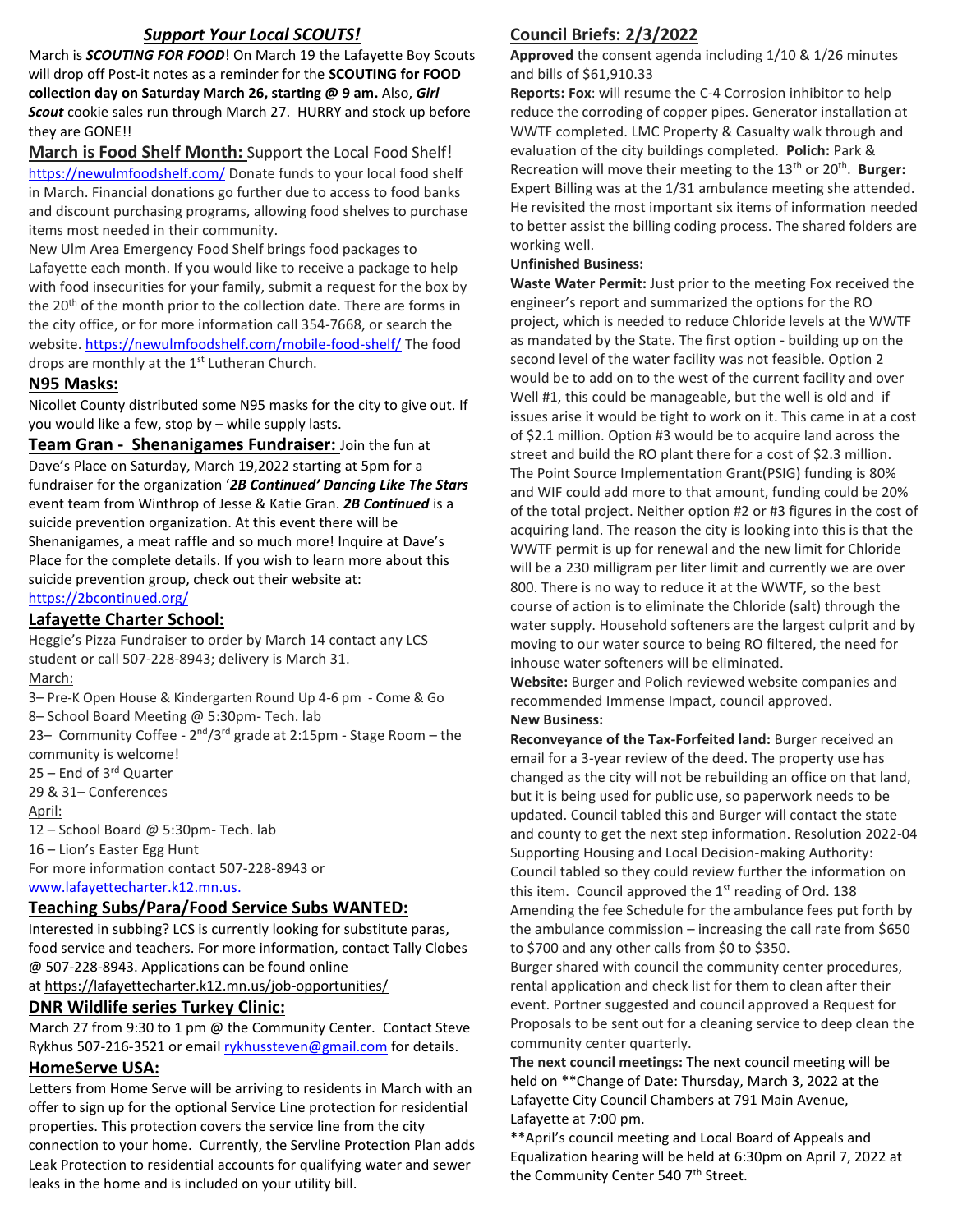## *Support Your Local SCOUTS!*

March is ***SCOUTING FOR FOOD***! On March 19 the Lafayette Boy Scouts will drop off Post-it notes as a reminder for the **SCOUTING for FOOD collection day on Saturday March 26, starting @ 9 am.** Also, ***Girl Scout*** cookie sales run through March 27. HURRY and stock up before they are GONE!!

**March is Food Shelf Month:** Support the Local Food Shelf! https://newulmfoodshelf.com/ Donate funds to your local food shelf in March. Financial donations go further due to access to food banks and discount purchasing programs, allowing food shelves to purchase items most needed in their community.

New Ulm Area Emergency Food Shelf brings food packages to Lafayette each month. If you would like to receive a package to help with food insecurities for your family, submit a request for the box by the 20th of the month prior to the collection date. There are forms in the city office, or for more information call 354-7668, or search the website. https://newulmfoodshelf.com/mobile-food-shelf/ The food drops are monthly at the 1st Lutheran Church.

## N95 Masks:

Nicollet County distributed some N95 masks for the city to give out. If you would like a few, stop by – while supply lasts.

**Team Gran - Shenanigames Fundraiser:** Join the fun at Dave's Place on Saturday, March 19,2022 starting at 5pm for a fundraiser for the organization '***2B Continued' Dancing Like The Stars*** event team from Winthrop of Jesse & Katie Gran. ***2B Continued*** is a suicide prevention organization. At this event there will be Shenanigames, a meat raffle and so much more! Inquire at Dave's Place for the complete details. If you wish to learn more about this suicide prevention group, check out their website at: https://2bcontinued.org/

## Lafayette Charter School:

Heggie's Pizza Fundraiser to order by March 14 contact any LCS student or call 507-228-8943; delivery is March 31.

March:

3– Pre-K Open House & Kindergarten Round Up 4-6 pm - Come & Go
8– School Board Meeting @ 5:30pm- Tech. lab
23– Community Coffee - 2nd/3rd grade at 2:15pm - Stage Room – the community is welcome!
25 – End of 3rd Quarter
29 & 31– Conferences

April:

12 – School Board @ 5:30pm- Tech. lab
16 – Lion's Easter Egg Hunt
For more information contact 507-228-8943 or www.lafayettecharter.k12.mn.us.

## Teaching Subs/Para/Food Service Subs WANTED:

Interested in subbing? LCS is currently looking for substitute paras, food service and teachers. For more information, contact Tally Clobes @ 507-228-8943. Applications can be found online at https://lafayettecharter.k12.mn.us/job-opportunities/

## DNR Wildlife series Turkey Clinic:

March 27 from 9:30 to 1 pm @ the Community Center. Contact Steve Rykhus 507-216-3521 or email rykhussteven@gmail.com for details.

## HomeServe USA:

Letters from Home Serve will be arriving to residents in March with an offer to sign up for the optional Service Line protection for residential properties. This protection covers the service line from the city connection to your home. Currently, the Servline Protection Plan adds Leak Protection to residential accounts for qualifying water and sewer leaks in the home and is included on your utility bill.

## Council Briefs: 2/3/2022

**Approved** the consent agenda including 1/10 & 1/26 minutes and bills of $61,910.33

**Reports: Fox**: will resume the C-4 Corrosion inhibitor to help reduce the corroding of copper pipes. Generator installation at WWTF completed. LMC Property & Casualty walk through and evaluation of the city buildings completed. **Polich:** Park & Recreation will move their meeting to the 13th or 20th. **Burger:** Expert Billing was at the 1/31 ambulance meeting she attended. He revisited the most important six items of information needed to better assist the billing coding process. The shared folders are working well.

**Unfinished Business:**

**Waste Water Permit:** Just prior to the meeting Fox received the engineer's report and summarized the options for the RO project, which is needed to reduce Chloride levels at the WWTF as mandated by the State. The first option - building up on the second level of the water facility was not feasible. Option 2 would be to add on to the west of the current facility and over Well #1, this could be manageable, but the well is old and if issues arise it would be tight to work on it. This came in at a cost of $2.1 million. Option #3 would be to acquire land across the street and build the RO plant there for a cost of $2.3 million. The Point Source Implementation Grant(PSIG) funding is 80% and WIF could add more to that amount, funding could be 20% of the total project. Neither option #2 or #3 figures in the cost of acquiring land. The reason the city is looking into this is that the WWTF permit is up for renewal and the new limit for Chloride will be a 230 milligram per liter limit and currently we are over 800. There is no way to reduce it at the WWTF, so the best course of action is to eliminate the Chloride (salt) through the water supply. Household softeners are the largest culprit and by moving to our water source to being RO filtered, the need for inhouse water softeners will be eliminated.

**Website:** Burger and Polich reviewed website companies and recommended Immense Impact, council approved.

**New Business:**

**Reconveyance of the Tax-Forfeited land:** Burger received an email for a 3-year review of the deed. The property use has changed as the city will not be rebuilding an office on that land, but it is being used for public use, so paperwork needs to be updated. Council tabled this and Burger will contact the state and county to get the next step information. Resolution 2022-04 Supporting Housing and Local Decision-making Authority: Council tabled so they could review further the information on this item. Council approved the 1st reading of Ord. 138 Amending the fee Schedule for the ambulance fees put forth by the ambulance commission – increasing the call rate from $650 to $700 and any other calls from $0 to $350.

Burger shared with council the community center procedures, rental application and check list for them to clean after their event. Portner suggested and council approved a Request for Proposals to be sent out for a cleaning service to deep clean the community center quarterly.

**The next council meetings:** The next council meeting will be held on **Change of Date: Thursday, March 3, 2022 at the Lafayette City Council Chambers at 791 Main Avenue, Lafayette at 7:00 pm.

**April's council meeting and Local Board of Appeals and Equalization hearing will be held at 6:30pm on April 7, 2022 at the Community Center 540 7th Street.